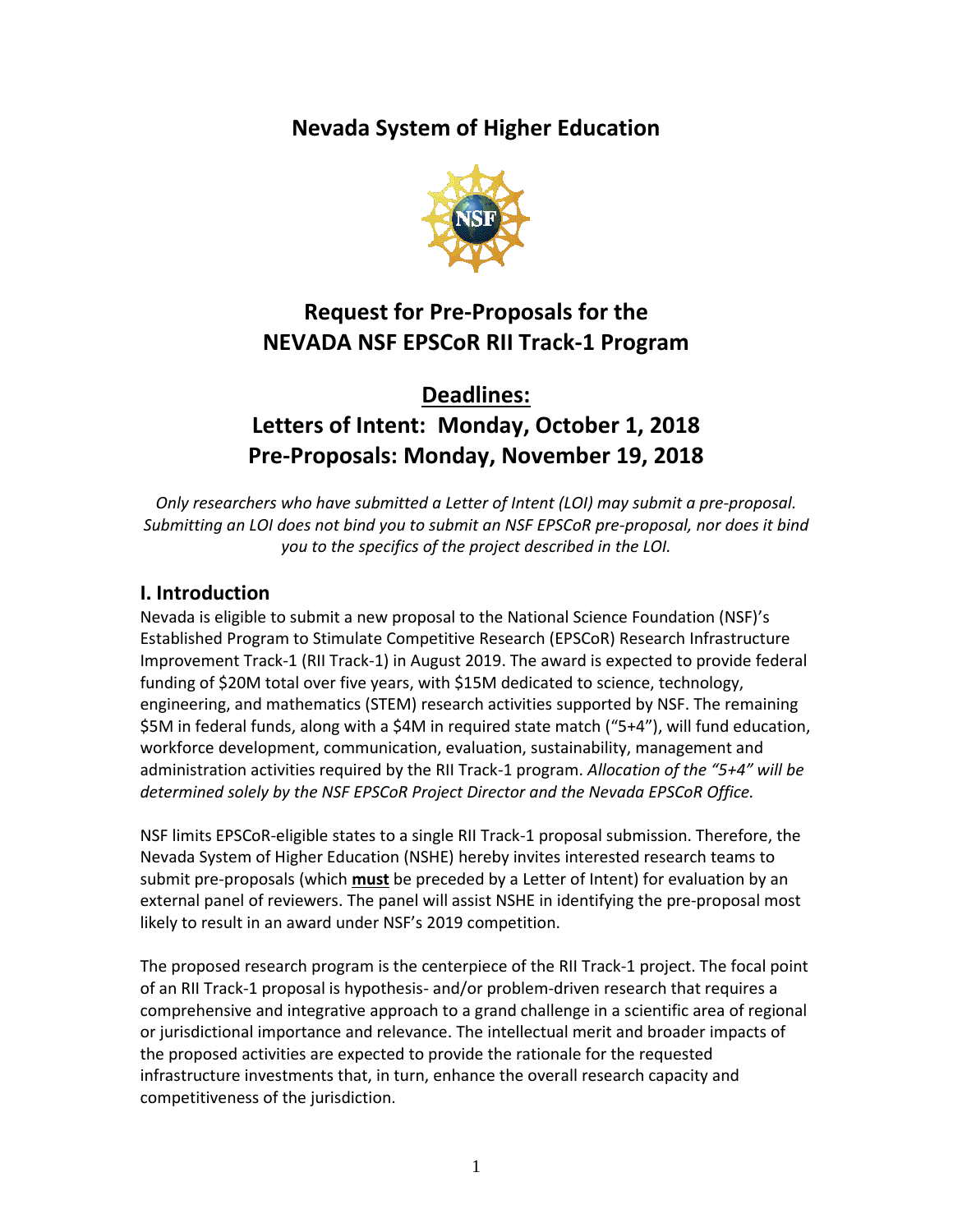# Nevada System of Higher Education

## Request for Pre-Proposals for the NEVADA NSF EPSCoR RII Track-1 Program

## Deadlines:

## Letters of Intent: Monday, October 1, 2018
## Pre-Proposals: Monday, November 19, 2018

*Only researchers who have submitted a Letter of Intent (LOI) may submit a pre-proposal. Submitting an LOI does not bind you to submit an NSF EPSCoR pre-proposal, nor does it bind you to the specifics of the project described in the LOI.*

## I. Introduction

Nevada is eligible to submit a new proposal to the National Science Foundation (NSF)'s Established Program to Stimulate Competitive Research (EPSCoR) Research Infrastructure Improvement Track-1 (RII Track-1) in August 2019. The award is expected to provide federal funding of $20M total over five years, with $15M dedicated to science, technology, engineering, and mathematics (STEM) research activities supported by NSF. The remaining $5M in federal funds, along with a $4M in required state match ("5+4"), will fund education, workforce development, communication, evaluation, sustainability, management and administration activities required by the RII Track-1 program. *Allocation of the "5+4" will be determined solely by the NSF EPSCoR Project Director and the Nevada EPSCoR Office.*

NSF limits EPSCoR-eligible states to a single RII Track-1 proposal submission. Therefore, the Nevada System of Higher Education (NSHE) hereby invites interested research teams to submit pre-proposals (which **must** be preceded by a Letter of Intent) for evaluation by an external panel of reviewers. The panel will assist NSHE in identifying the pre-proposal most likely to result in an award under NSF's 2019 competition.

The proposed research program is the centerpiece of the RII Track-1 project. The focal point of an RII Track-1 proposal is hypothesis- and/or problem-driven research that requires a comprehensive and integrative approach to a grand challenge in a scientific area of regional or jurisdictional importance and relevance. The intellectual merit and broader impacts of the proposed activities are expected to provide the rationale for the requested infrastructure investments that, in turn, enhance the overall research capacity and competitiveness of the jurisdiction.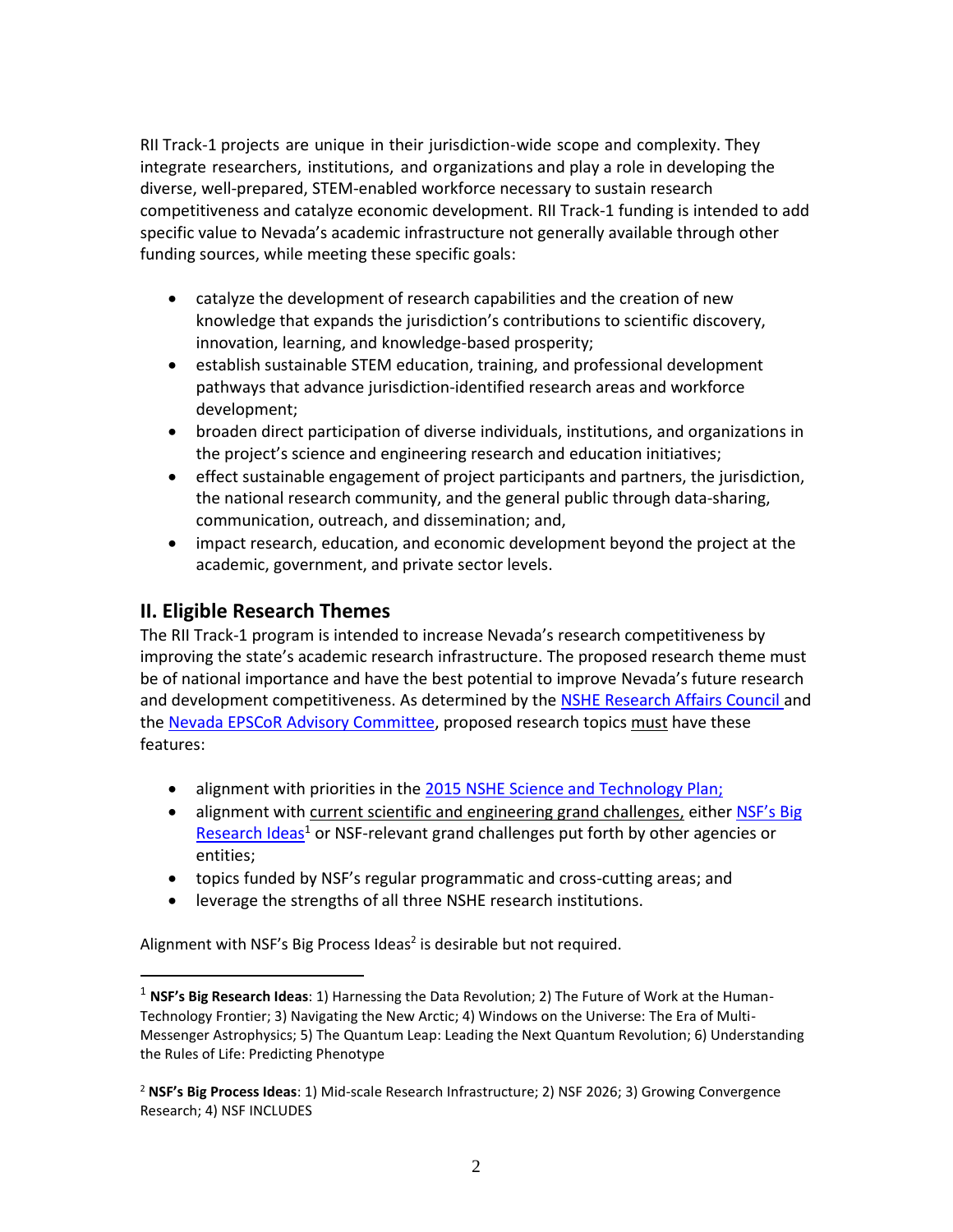RII Track-1 projects are unique in their jurisdiction-wide scope and complexity. They integrate researchers, institutions, and organizations and play a role in developing the diverse, well-prepared, STEM-enabled workforce necessary to sustain research competitiveness and catalyze economic development. RII Track-1 funding is intended to add specific value to Nevada's academic infrastructure not generally available through other funding sources, while meeting these specific goals:

- catalyze the development of research capabilities and the creation of new knowledge that expands the jurisdiction's contributions to scientific discovery, innovation, learning, and knowledge-based prosperity;
- establish sustainable STEM education, training, and professional development pathways that advance jurisdiction-identified research areas and workforce development;
- broaden direct participation of diverse individuals, institutions, and organizations in the project's science and engineering research and education initiatives;
- effect sustainable engagement of project participants and partners, the jurisdiction, the national research community, and the general public through data-sharing, communication, outreach, and dissemination; and,
- impact research, education, and economic development beyond the project at the academic, government, and private sector levels.

## II. Eligible Research Themes

The RII Track-1 program is intended to increase Nevada's research competitiveness by improving the state's academic research infrastructure. The proposed research theme must be of national importance and have the best potential to improve Nevada's future research and development competitiveness. As determined by the NSHE Research Affairs Council and the Nevada EPSCoR Advisory Committee, proposed research topics must have these features:

- alignment with priorities in the 2015 NSHE Science and Technology Plan;
- alignment with current scientific and engineering grand challenges, either NSF's Big Research Ideas[1] or NSF-relevant grand challenges put forth by other agencies or entities;
- topics funded by NSF's regular programmatic and cross-cutting areas; and
- leverage the strengths of all three NSHE research institutions.

Alignment with NSF's Big Process Ideas[2] is desirable but not required.

---

[1] **NSF's Big Research Ideas**: 1) Harnessing the Data Revolution; 2) The Future of Work at the Human-Technology Frontier; 3) Navigating the New Arctic; 4) Windows on the Universe: The Era of Multi-Messenger Astrophysics; 5) The Quantum Leap: Leading the Next Quantum Revolution; 6) Understanding the Rules of Life: Predicting Phenotype

[2] **NSF's Big Process Ideas**: 1) Mid-scale Research Infrastructure; 2) NSF 2026; 3) Growing Convergence Research; 4) NSF INCLUDES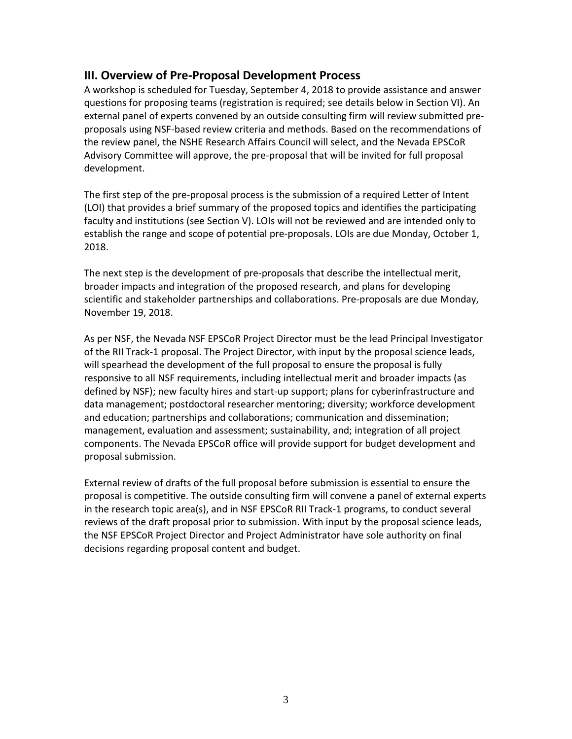## III. Overview of Pre-Proposal Development Process

A workshop is scheduled for Tuesday, September 4, 2018 to provide assistance and answer questions for proposing teams (registration is required; see details below in Section VI). An external panel of experts convened by an outside consulting firm will review submitted pre-proposals using NSF-based review criteria and methods. Based on the recommendations of the review panel, the NSHE Research Affairs Council will select, and the Nevada EPSCoR Advisory Committee will approve, the pre-proposal that will be invited for full proposal development.

The first step of the pre-proposal process is the submission of a required Letter of Intent (LOI) that provides a brief summary of the proposed topics and identifies the participating faculty and institutions (see Section V). LOIs will not be reviewed and are intended only to establish the range and scope of potential pre-proposals. LOIs are due Monday, October 1, 2018.

The next step is the development of pre-proposals that describe the intellectual merit, broader impacts and integration of the proposed research, and plans for developing scientific and stakeholder partnerships and collaborations. Pre-proposals are due Monday, November 19, 2018.

As per NSF, the Nevada NSF EPSCoR Project Director must be the lead Principal Investigator of the RII Track-1 proposal. The Project Director, with input by the proposal science leads, will spearhead the development of the full proposal to ensure the proposal is fully responsive to all NSF requirements, including intellectual merit and broader impacts (as defined by NSF); new faculty hires and start-up support; plans for cyberinfrastructure and data management; postdoctoral researcher mentoring; diversity; workforce development and education; partnerships and collaborations; communication and dissemination; management, evaluation and assessment; sustainability, and; integration of all project components. The Nevada EPSCoR office will provide support for budget development and proposal submission.

External review of drafts of the full proposal before submission is essential to ensure the proposal is competitive. The outside consulting firm will convene a panel of external experts in the research topic area(s), and in NSF EPSCoR RII Track-1 programs, to conduct several reviews of the draft proposal prior to submission. With input by the proposal science leads, the NSF EPSCoR Project Director and Project Administrator have sole authority on final decisions regarding proposal content and budget.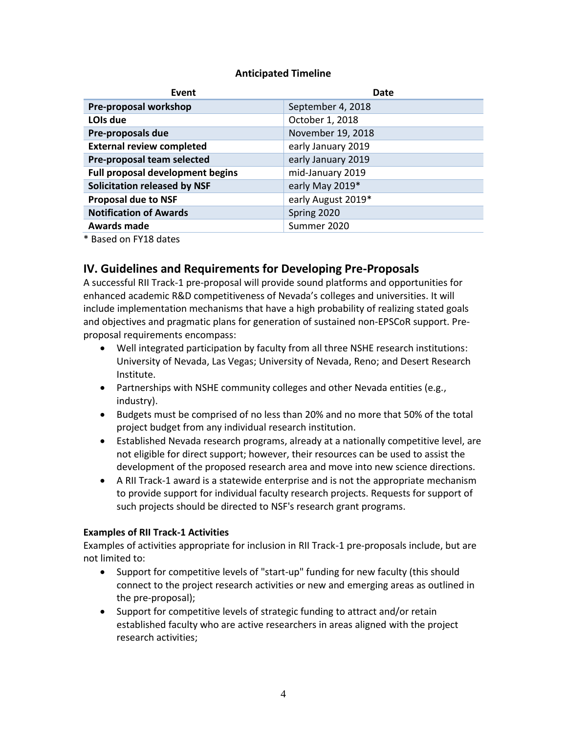**Anticipated Timeline**

| Event | Date |
|---|---|
| **Pre-proposal workshop** | September 4, 2018 |
| **LOIs due** | October 1, 2018 |
| **Pre-proposals due** | November 19, 2018 |
| **External review completed** | early January 2019 |
| **Pre-proposal team selected** | early January 2019 |
| **Full proposal development begins** | mid-January 2019 |
| **Solicitation released by NSF** | early May 2019* |
| **Proposal due to NSF** | early August 2019* |
| **Notification of Awards** | Spring 2020 |
| **Awards made** | Summer 2020 |

* Based on FY18 dates

## IV. Guidelines and Requirements for Developing Pre-Proposals

A successful RII Track-1 pre-proposal will provide sound platforms and opportunities for enhanced academic R&D competitiveness of Nevada's colleges and universities. It will include implementation mechanisms that have a high probability of realizing stated goals and objectives and pragmatic plans for generation of sustained non-EPSCoR support. Pre-proposal requirements encompass:

- Well integrated participation by faculty from all three NSHE research institutions: University of Nevada, Las Vegas; University of Nevada, Reno; and Desert Research Institute.
- Partnerships with NSHE community colleges and other Nevada entities (e.g., industry).
- Budgets must be comprised of no less than 20% and no more that 50% of the total project budget from any individual research institution.
- Established Nevada research programs, already at a nationally competitive level, are not eligible for direct support; however, their resources can be used to assist the development of the proposed research area and move into new science directions.
- A RII Track-1 award is a statewide enterprise and is not the appropriate mechanism to provide support for individual faculty research projects. Requests for support of such projects should be directed to NSF's research grant programs.

### Examples of RII Track-1 Activities

Examples of activities appropriate for inclusion in RII Track-1 pre-proposals include, but are not limited to:

- Support for competitive levels of "start-up" funding for new faculty (this should connect to the project research activities or new and emerging areas as outlined in the pre-proposal);
- Support for competitive levels of strategic funding to attract and/or retain established faculty who are active researchers in areas aligned with the project research activities;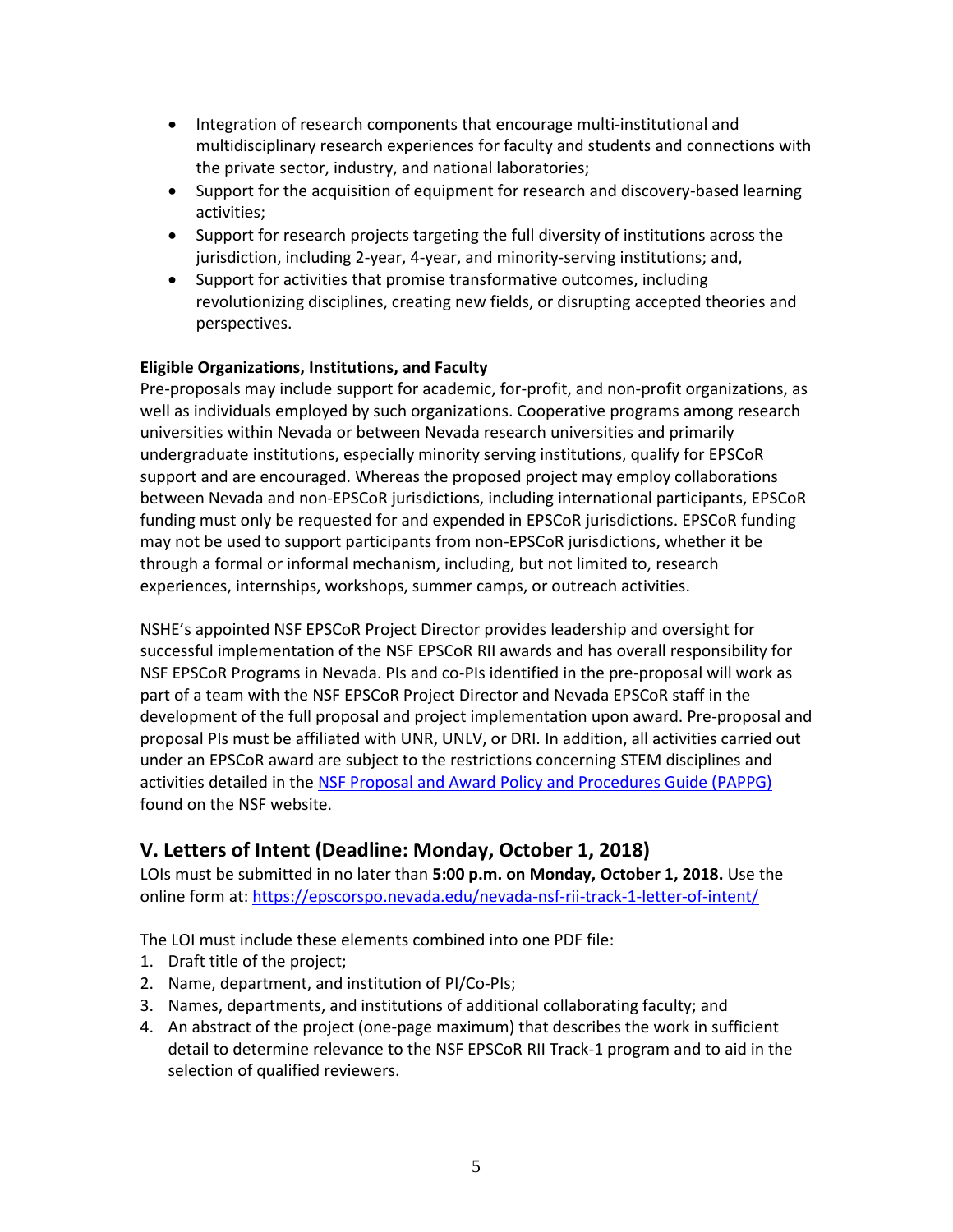- Integration of research components that encourage multi-institutional and multidisciplinary research experiences for faculty and students and connections with the private sector, industry, and national laboratories;
- Support for the acquisition of equipment for research and discovery-based learning activities;
- Support for research projects targeting the full diversity of institutions across the jurisdiction, including 2-year, 4-year, and minority-serving institutions; and,
- Support for activities that promise transformative outcomes, including revolutionizing disciplines, creating new fields, or disrupting accepted theories and perspectives.

**Eligible Organizations, Institutions, and Faculty**

Pre-proposals may include support for academic, for-profit, and non-profit organizations, as well as individuals employed by such organizations. Cooperative programs among research universities within Nevada or between Nevada research universities and primarily undergraduate institutions, especially minority serving institutions, qualify for EPSCoR support and are encouraged. Whereas the proposed project may employ collaborations between Nevada and non-EPSCoR jurisdictions, including international participants, EPSCoR funding must only be requested for and expended in EPSCoR jurisdictions. EPSCoR funding may not be used to support participants from non-EPSCoR jurisdictions, whether it be through a formal or informal mechanism, including, but not limited to, research experiences, internships, workshops, summer camps, or outreach activities.

NSHE's appointed NSF EPSCoR Project Director provides leadership and oversight for successful implementation of the NSF EPSCoR RII awards and has overall responsibility for NSF EPSCoR Programs in Nevada. PIs and co-PIs identified in the pre-proposal will work as part of a team with the NSF EPSCoR Project Director and Nevada EPSCoR staff in the development of the full proposal and project implementation upon award. Pre-proposal and proposal PIs must be affiliated with UNR, UNLV, or DRI. In addition, all activities carried out under an EPSCoR award are subject to the restrictions concerning STEM disciplines and activities detailed in the [NSF Proposal and Award Policy and Procedures Guide (PAPPG)](#) found on the NSF website.

## V. Letters of Intent (Deadline: Monday, October 1, 2018)

LOIs must be submitted in no later than **5:00 p.m. on Monday, October 1, 2018.** Use the online form at: https://epscorspo.nevada.edu/nevada-nsf-rii-track-1-letter-of-intent/

The LOI must include these elements combined into one PDF file:

1. Draft title of the project;
2. Name, department, and institution of PI/Co-PIs;
3. Names, departments, and institutions of additional collaborating faculty; and
4. An abstract of the project (one-page maximum) that describes the work in sufficient detail to determine relevance to the NSF EPSCoR RII Track-1 program and to aid in the selection of qualified reviewers.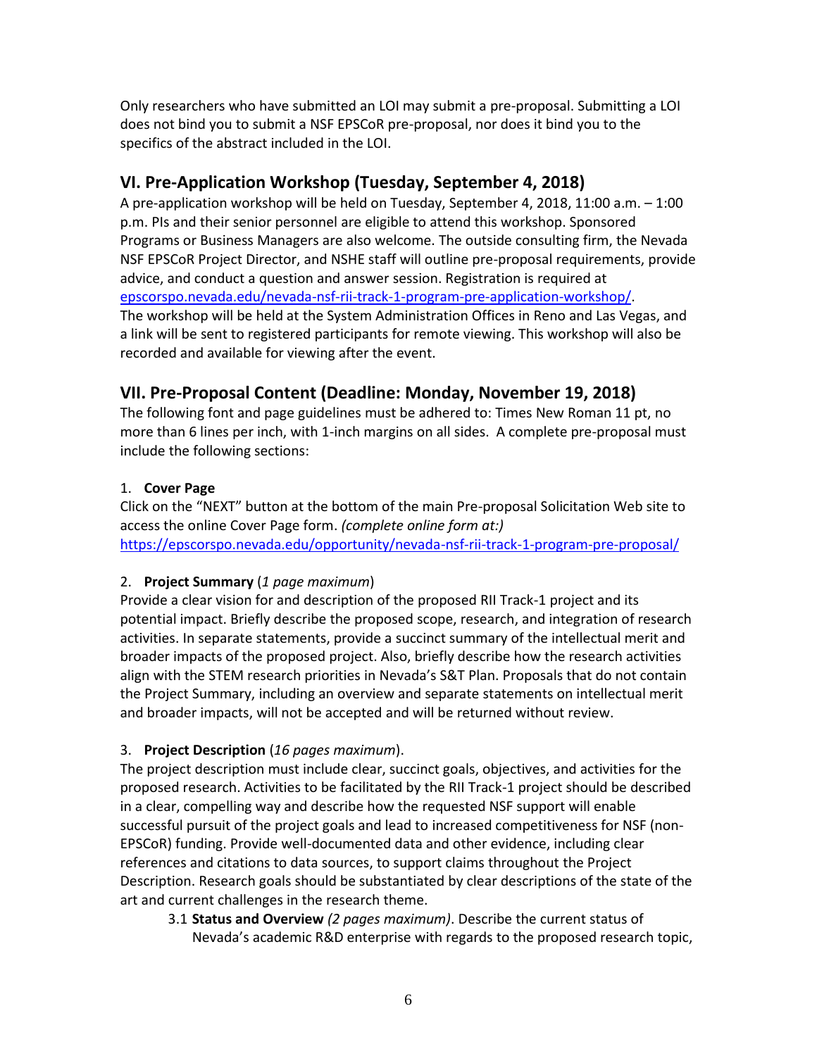Only researchers who have submitted an LOI may submit a pre-proposal. Submitting a LOI does not bind you to submit a NSF EPSCoR pre-proposal, nor does it bind you to the specifics of the abstract included in the LOI.

## VI. Pre-Application Workshop (Tuesday, September 4, 2018)

A pre-application workshop will be held on Tuesday, September 4, 2018, 11:00 a.m. – 1:00 p.m. PIs and their senior personnel are eligible to attend this workshop. Sponsored Programs or Business Managers are also welcome. The outside consulting firm, the Nevada NSF EPSCoR Project Director, and NSHE staff will outline pre-proposal requirements, provide advice, and conduct a question and answer session. Registration is required at [epscorspo.nevada.edu/nevada-nsf-rii-track-1-program-pre-application-workshop/](epscorspo.nevada.edu/nevada-nsf-rii-track-1-program-pre-application-workshop/). The workshop will be held at the System Administration Offices in Reno and Las Vegas, and a link will be sent to registered participants for remote viewing. This workshop will also be recorded and available for viewing after the event.

## VII. Pre-Proposal Content (Deadline: Monday, November 19, 2018)

The following font and page guidelines must be adhered to: Times New Roman 11 pt, no more than 6 lines per inch, with 1-inch margins on all sides. A complete pre-proposal must include the following sections:

1. **Cover Page**
   Click on the "NEXT" button at the bottom of the main Pre-proposal Solicitation Web site to access the online Cover Page form. *(complete online form at:)* [https://epscorspo.nevada.edu/opportunity/nevada-nsf-rii-track-1-program-pre-proposal/](https://epscorspo.nevada.edu/opportunity/nevada-nsf-rii-track-1-program-pre-proposal/)

2. **Project Summary** (*1 page maximum*)
   Provide a clear vision for and description of the proposed RII Track-1 project and its potential impact. Briefly describe the proposed scope, research, and integration of research activities. In separate statements, provide a succinct summary of the intellectual merit and broader impacts of the proposed project. Also, briefly describe how the research activities align with the STEM research priorities in Nevada's S&T Plan. Proposals that do not contain the Project Summary, including an overview and separate statements on intellectual merit and broader impacts, will not be accepted and will be returned without review.

3. **Project Description** (*16 pages maximum*).
   The project description must include clear, succinct goals, objectives, and activities for the proposed research. Activities to be facilitated by the RII Track-1 project should be described in a clear, compelling way and describe how the requested NSF support will enable successful pursuit of the project goals and lead to increased competitiveness for NSF (non-EPSCoR) funding. Provide well-documented data and other evidence, including clear references and citations to data sources, to support claims throughout the Project Description. Research goals should be substantiated by clear descriptions of the state of the art and current challenges in the research theme.

   3.1 **Status and Overview** *(2 pages maximum)*. Describe the current status of Nevada's academic R&D enterprise with regards to the proposed research topic,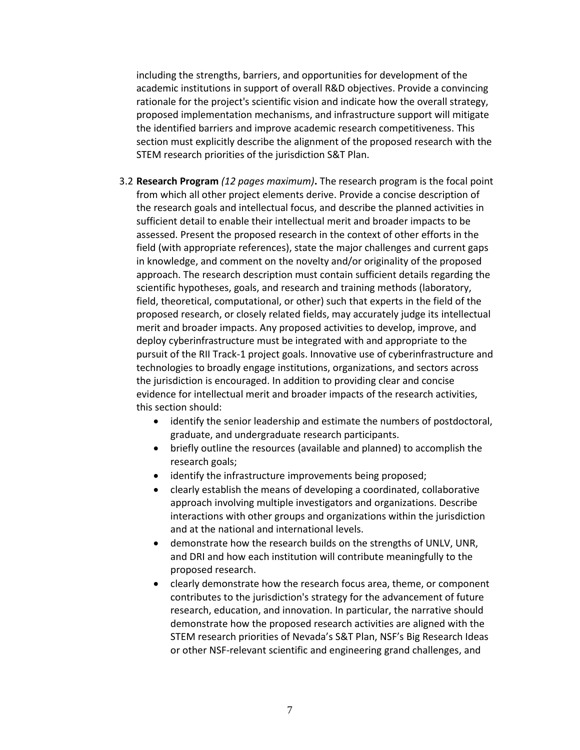including the strengths, barriers, and opportunities for development of the academic institutions in support of overall R&D objectives. Provide a convincing rationale for the project's scientific vision and indicate how the overall strategy, proposed implementation mechanisms, and infrastructure support will mitigate the identified barriers and improve academic research competitiveness. This section must explicitly describe the alignment of the proposed research with the STEM research priorities of the jurisdiction S&T Plan.

3.2 **Research Program** *(12 pages maximum)***.** The research program is the focal point from which all other project elements derive. Provide a concise description of the research goals and intellectual focus, and describe the planned activities in sufficient detail to enable their intellectual merit and broader impacts to be assessed. Present the proposed research in the context of other efforts in the field (with appropriate references), state the major challenges and current gaps in knowledge, and comment on the novelty and/or originality of the proposed approach. The research description must contain sufficient details regarding the scientific hypotheses, goals, and research and training methods (laboratory, field, theoretical, computational, or other) such that experts in the field of the proposed research, or closely related fields, may accurately judge its intellectual merit and broader impacts. Any proposed activities to develop, improve, and deploy cyberinfrastructure must be integrated with and appropriate to the pursuit of the RII Track-1 project goals. Innovative use of cyberinfrastructure and technologies to broadly engage institutions, organizations, and sectors across the jurisdiction is encouraged. In addition to providing clear and concise evidence for intellectual merit and broader impacts of the research activities, this section should:

- identify the senior leadership and estimate the numbers of postdoctoral, graduate, and undergraduate research participants.
- briefly outline the resources (available and planned) to accomplish the research goals;
- identify the infrastructure improvements being proposed;
- clearly establish the means of developing a coordinated, collaborative approach involving multiple investigators and organizations. Describe interactions with other groups and organizations within the jurisdiction and at the national and international levels.
- demonstrate how the research builds on the strengths of UNLV, UNR, and DRI and how each institution will contribute meaningfully to the proposed research.
- clearly demonstrate how the research focus area, theme, or component contributes to the jurisdiction's strategy for the advancement of future research, education, and innovation. In particular, the narrative should demonstrate how the proposed research activities are aligned with the STEM research priorities of Nevada's S&T Plan, NSF's Big Research Ideas or other NSF-relevant scientific and engineering grand challenges, and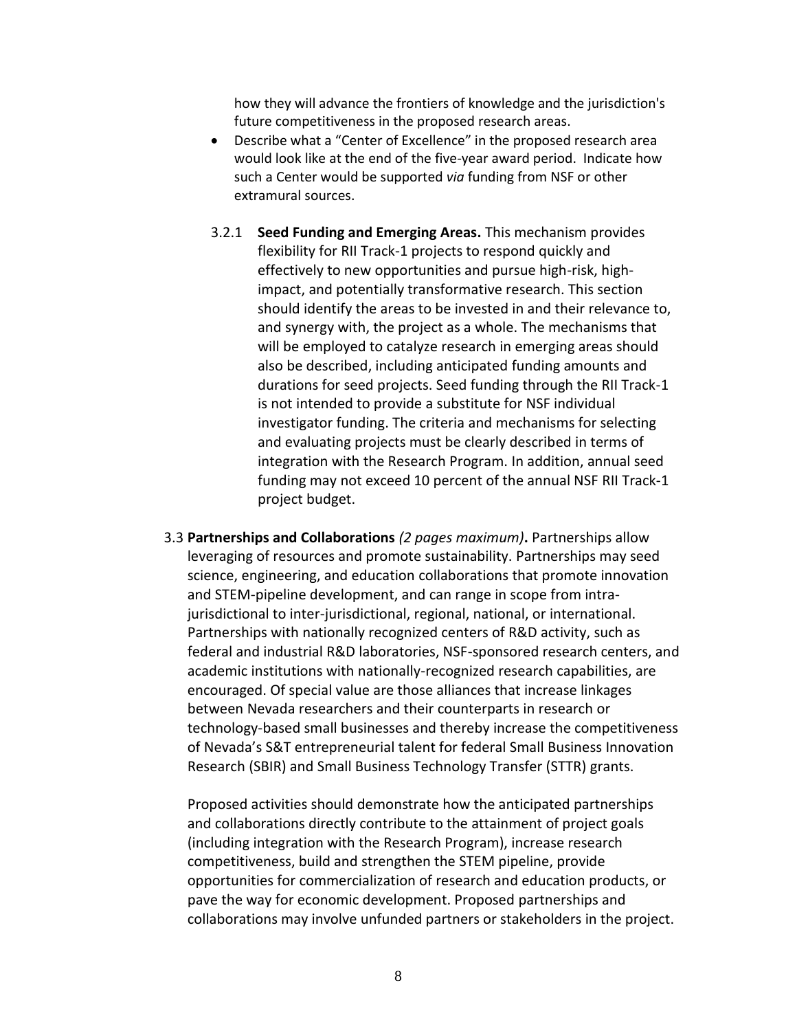how they will advance the frontiers of knowledge and the jurisdiction's future competitiveness in the proposed research areas.

- Describe what a "Center of Excellence" in the proposed research area would look like at the end of the five-year award period. Indicate how such a Center would be supported *via* funding from NSF or other extramural sources.

3.2.1 **Seed Funding and Emerging Areas.** This mechanism provides flexibility for RII Track-1 projects to respond quickly and effectively to new opportunities and pursue high-risk, high-impact, and potentially transformative research. This section should identify the areas to be invested in and their relevance to, and synergy with, the project as a whole. The mechanisms that will be employed to catalyze research in emerging areas should also be described, including anticipated funding amounts and durations for seed projects. Seed funding through the RII Track-1 is not intended to provide a substitute for NSF individual investigator funding. The criteria and mechanisms for selecting and evaluating projects must be clearly described in terms of integration with the Research Program. In addition, annual seed funding may not exceed 10 percent of the annual NSF RII Track-1 project budget.

3.3 **Partnerships and Collaborations** *(2 pages maximum)***.** Partnerships allow leveraging of resources and promote sustainability. Partnerships may seed science, engineering, and education collaborations that promote innovation and STEM-pipeline development, and can range in scope from intra-jurisdictional to inter-jurisdictional, regional, national, or international. Partnerships with nationally recognized centers of R&D activity, such as federal and industrial R&D laboratories, NSF-sponsored research centers, and academic institutions with nationally-recognized research capabilities, are encouraged. Of special value are those alliances that increase linkages between Nevada researchers and their counterparts in research or technology-based small businesses and thereby increase the competitiveness of Nevada's S&T entrepreneurial talent for federal Small Business Innovation Research (SBIR) and Small Business Technology Transfer (STTR) grants.

Proposed activities should demonstrate how the anticipated partnerships and collaborations directly contribute to the attainment of project goals (including integration with the Research Program), increase research competitiveness, build and strengthen the STEM pipeline, provide opportunities for commercialization of research and education products, or pave the way for economic development. Proposed partnerships and collaborations may involve unfunded partners or stakeholders in the project.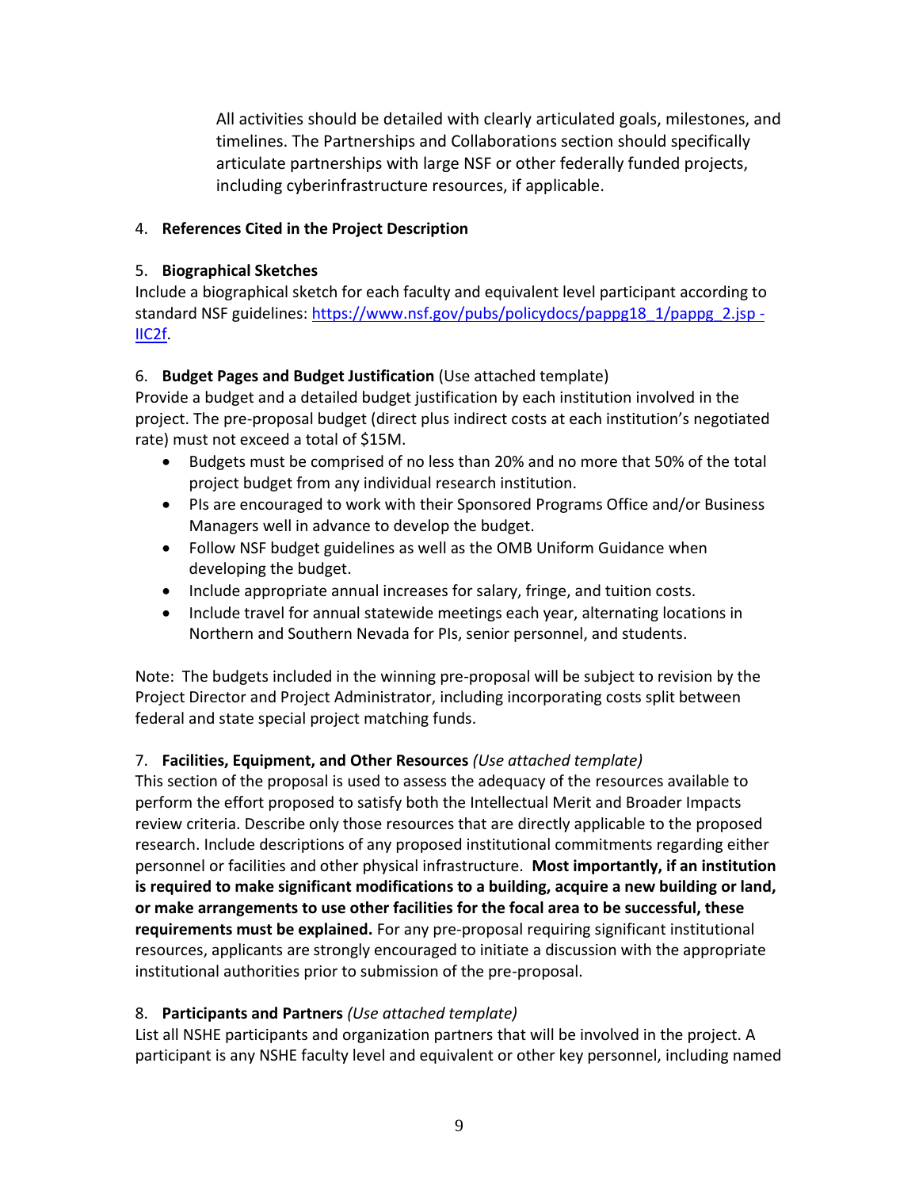All activities should be detailed with clearly articulated goals, milestones, and timelines. The Partnerships and Collaborations section should specifically articulate partnerships with large NSF or other federally funded projects, including cyberinfrastructure resources, if applicable.

4. **References Cited in the Project Description**

5. **Biographical Sketches**
Include a biographical sketch for each faculty and equivalent level participant according to standard NSF guidelines: [https://www.nsf.gov/pubs/policydocs/pappg18_1/pappg_2.jsp - IIC2f](https://www.nsf.gov/pubs/policydocs/pappg18_1/pappg_2.jsp#IIC2f).

6. **Budget Pages and Budget Justification** (Use attached template)
Provide a budget and a detailed budget justification by each institution involved in the project. The pre-proposal budget (direct plus indirect costs at each institution's negotiated rate) must not exceed a total of $15M.
   - Budgets must be comprised of no less than 20% and no more that 50% of the total project budget from any individual research institution.
   - PIs are encouraged to work with their Sponsored Programs Office and/or Business Managers well in advance to develop the budget.
   - Follow NSF budget guidelines as well as the OMB Uniform Guidance when developing the budget.
   - Include appropriate annual increases for salary, fringe, and tuition costs.
   - Include travel for annual statewide meetings each year, alternating locations in Northern and Southern Nevada for PIs, senior personnel, and students.

Note: The budgets included in the winning pre-proposal will be subject to revision by the Project Director and Project Administrator, including incorporating costs split between federal and state special project matching funds.

7. **Facilities, Equipment, and Other Resources** *(Use attached template)*
This section of the proposal is used to assess the adequacy of the resources available to perform the effort proposed to satisfy both the Intellectual Merit and Broader Impacts review criteria. Describe only those resources that are directly applicable to the proposed research. Include descriptions of any proposed institutional commitments regarding either personnel or facilities and other physical infrastructure. **Most importantly, if an institution is required to make significant modifications to a building, acquire a new building or land, or make arrangements to use other facilities for the focal area to be successful, these requirements must be explained.** For any pre-proposal requiring significant institutional resources, applicants are strongly encouraged to initiate a discussion with the appropriate institutional authorities prior to submission of the pre-proposal.

8. **Participants and Partners** *(Use attached template)*
List all NSHE participants and organization partners that will be involved in the project. A participant is any NSHE faculty level and equivalent or other key personnel, including named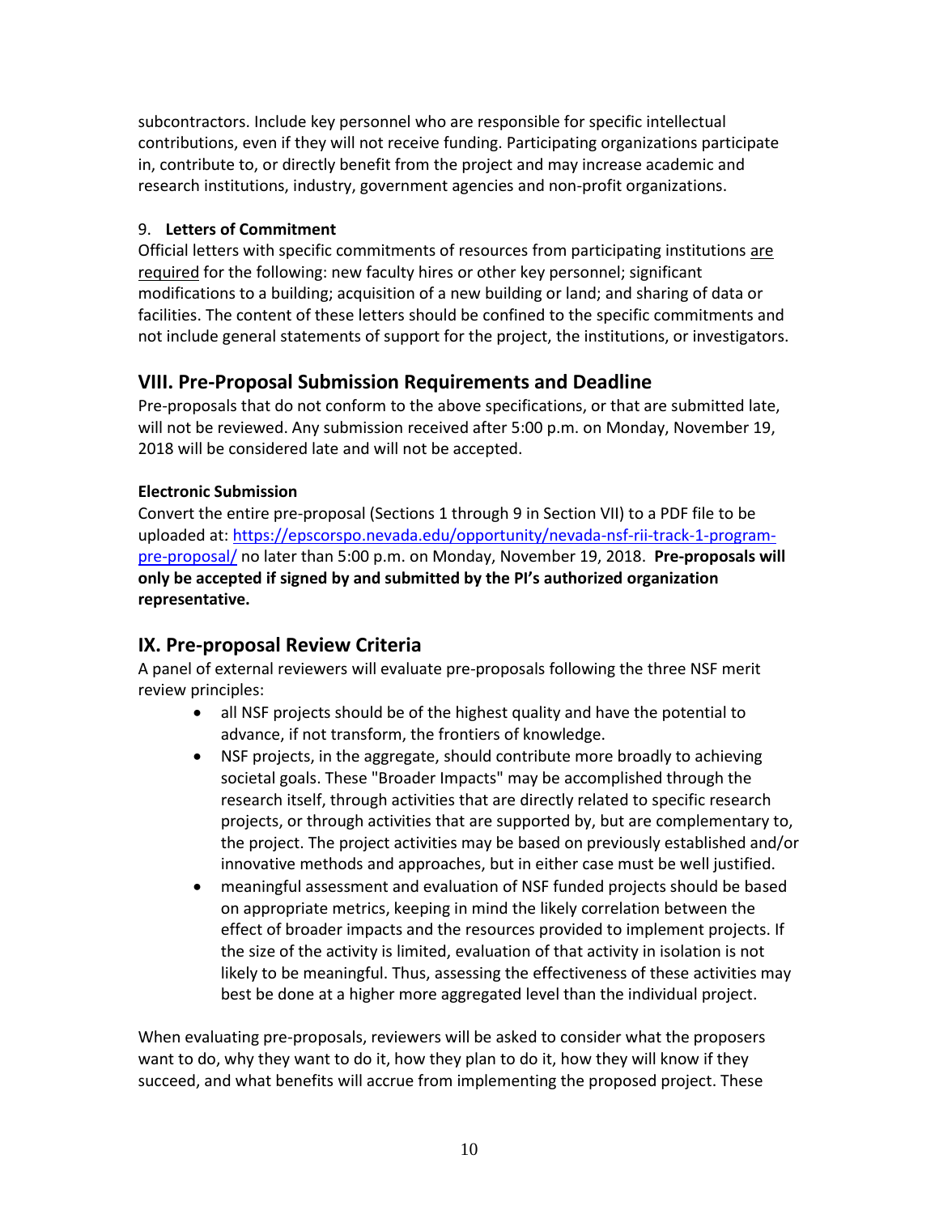subcontractors. Include key personnel who are responsible for specific intellectual contributions, even if they will not receive funding. Participating organizations participate in, contribute to, or directly benefit from the project and may increase academic and research institutions, industry, government agencies and non-profit organizations.

9. **Letters of Commitment**

Official letters with specific commitments of resources from participating institutions are required for the following: new faculty hires or other key personnel; significant modifications to a building; acquisition of a new building or land; and sharing of data or facilities. The content of these letters should be confined to the specific commitments and not include general statements of support for the project, the institutions, or investigators.

## VIII. Pre-Proposal Submission Requirements and Deadline

Pre-proposals that do not conform to the above specifications, or that are submitted late, will not be reviewed. Any submission received after 5:00 p.m. on Monday, November 19, 2018 will be considered late and will not be accepted.

**Electronic Submission**

Convert the entire pre-proposal (Sections 1 through 9 in Section VII) to a PDF file to be uploaded at: https://epscorspo.nevada.edu/opportunity/nevada-nsf-rii-track-1-program-pre-proposal/ no later than 5:00 p.m. on Monday, November 19, 2018. **Pre-proposals will only be accepted if signed by and submitted by the PI's authorized organization representative.**

## IX. Pre-proposal Review Criteria

A panel of external reviewers will evaluate pre-proposals following the three NSF merit review principles:

- all NSF projects should be of the highest quality and have the potential to advance, if not transform, the frontiers of knowledge.
- NSF projects, in the aggregate, should contribute more broadly to achieving societal goals. These "Broader Impacts" may be accomplished through the research itself, through activities that are directly related to specific research projects, or through activities that are supported by, but are complementary to, the project. The project activities may be based on previously established and/or innovative methods and approaches, but in either case must be well justified.
- meaningful assessment and evaluation of NSF funded projects should be based on appropriate metrics, keeping in mind the likely correlation between the effect of broader impacts and the resources provided to implement projects. If the size of the activity is limited, evaluation of that activity in isolation is not likely to be meaningful. Thus, assessing the effectiveness of these activities may best be done at a higher more aggregated level than the individual project.

When evaluating pre-proposals, reviewers will be asked to consider what the proposers want to do, why they want to do it, how they plan to do it, how they will know if they succeed, and what benefits will accrue from implementing the proposed project. These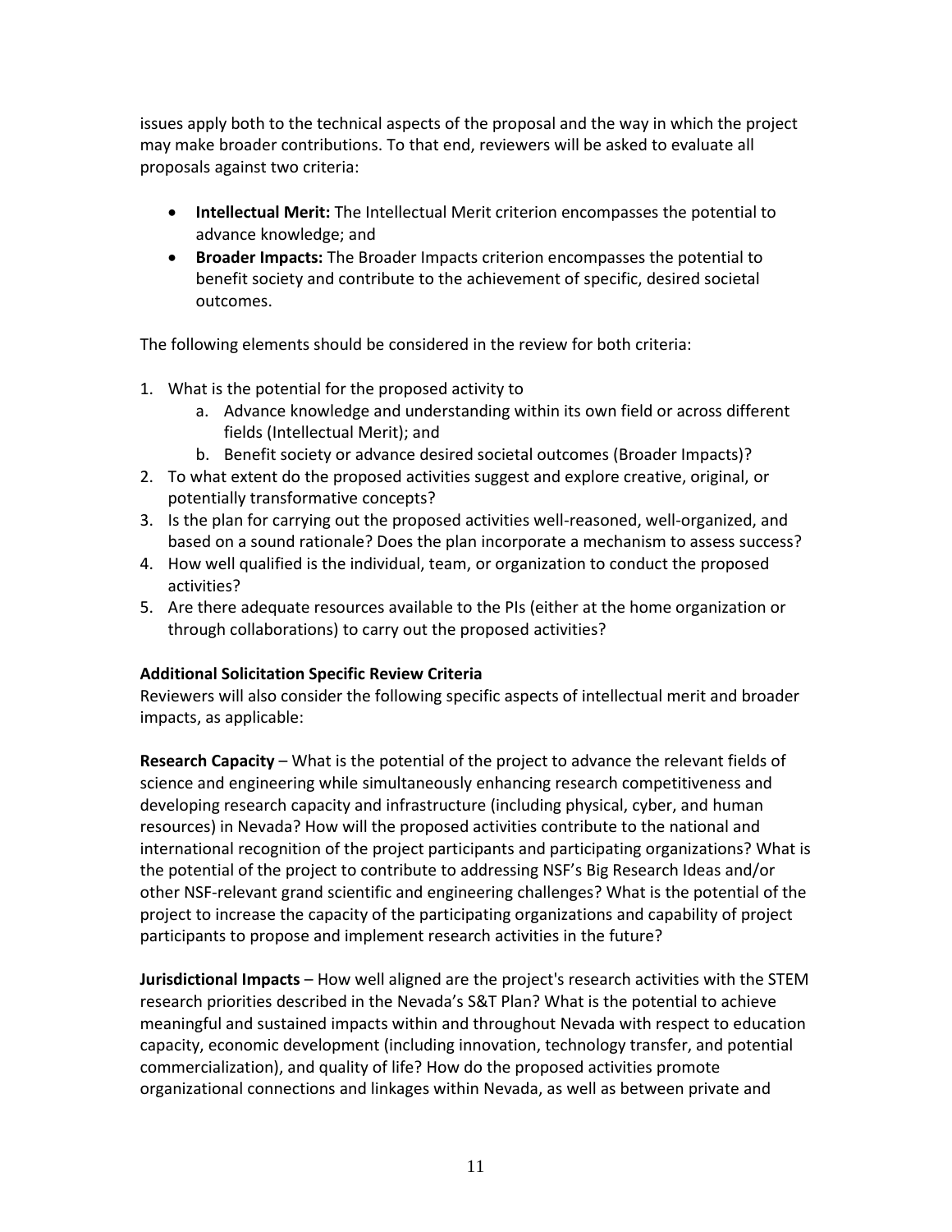issues apply both to the technical aspects of the proposal and the way in which the project may make broader contributions. To that end, reviewers will be asked to evaluate all proposals against two criteria:

- **Intellectual Merit:** The Intellectual Merit criterion encompasses the potential to advance knowledge; and
- **Broader Impacts:** The Broader Impacts criterion encompasses the potential to benefit society and contribute to the achievement of specific, desired societal outcomes.

The following elements should be considered in the review for both criteria:

1. What is the potential for the proposed activity to
    a. Advance knowledge and understanding within its own field or across different fields (Intellectual Merit); and
    b. Benefit society or advance desired societal outcomes (Broader Impacts)?
2. To what extent do the proposed activities suggest and explore creative, original, or potentially transformative concepts?
3. Is the plan for carrying out the proposed activities well-reasoned, well-organized, and based on a sound rationale? Does the plan incorporate a mechanism to assess success?
4. How well qualified is the individual, team, or organization to conduct the proposed activities?
5. Are there adequate resources available to the PIs (either at the home organization or through collaborations) to carry out the proposed activities?

**Additional Solicitation Specific Review Criteria**

Reviewers will also consider the following specific aspects of intellectual merit and broader impacts, as applicable:

**Research Capacity** – What is the potential of the project to advance the relevant fields of science and engineering while simultaneously enhancing research competitiveness and developing research capacity and infrastructure (including physical, cyber, and human resources) in Nevada? How will the proposed activities contribute to the national and international recognition of the project participants and participating organizations? What is the potential of the project to contribute to addressing NSF's Big Research Ideas and/or other NSF-relevant grand scientific and engineering challenges? What is the potential of the project to increase the capacity of the participating organizations and capability of project participants to propose and implement research activities in the future?

**Jurisdictional Impacts** – How well aligned are the project's research activities with the STEM research priorities described in the Nevada's S&T Plan? What is the potential to achieve meaningful and sustained impacts within and throughout Nevada with respect to education capacity, economic development (including innovation, technology transfer, and potential commercialization), and quality of life? How do the proposed activities promote organizational connections and linkages within Nevada, as well as between private and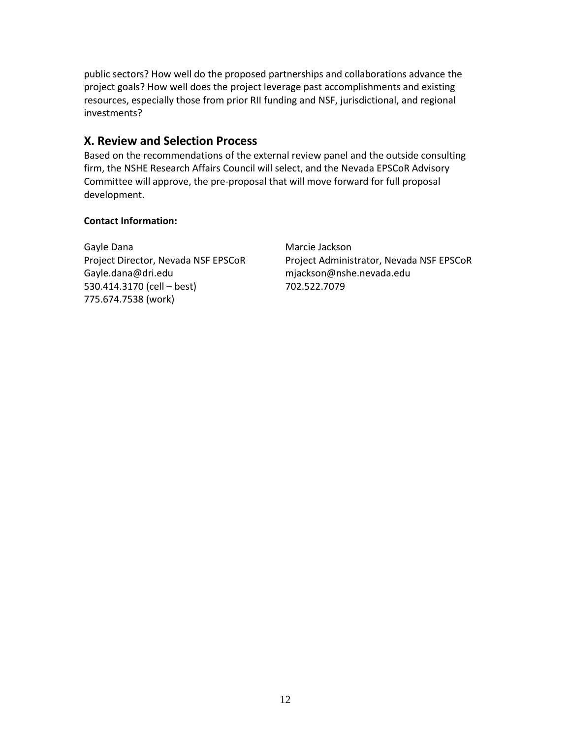public sectors? How well do the proposed partnerships and collaborations advance the project goals? How well does the project leverage past accomplishments and existing resources, especially those from prior RII funding and NSF, jurisdictional, and regional investments?

## X. Review and Selection Process

Based on the recommendations of the external review panel and the outside consulting firm, the NSHE Research Affairs Council will select, and the Nevada EPSCoR Advisory Committee will approve, the pre-proposal that will move forward for full proposal development.

**Contact Information:**

Gayle Dana
Project Director, Nevada NSF EPSCoR
Gayle.dana@dri.edu
530.414.3170 (cell – best)
775.674.7538 (work)

Marcie Jackson
Project Administrator, Nevada NSF EPSCoR
mjackson@nshe.nevada.edu
702.522.7079